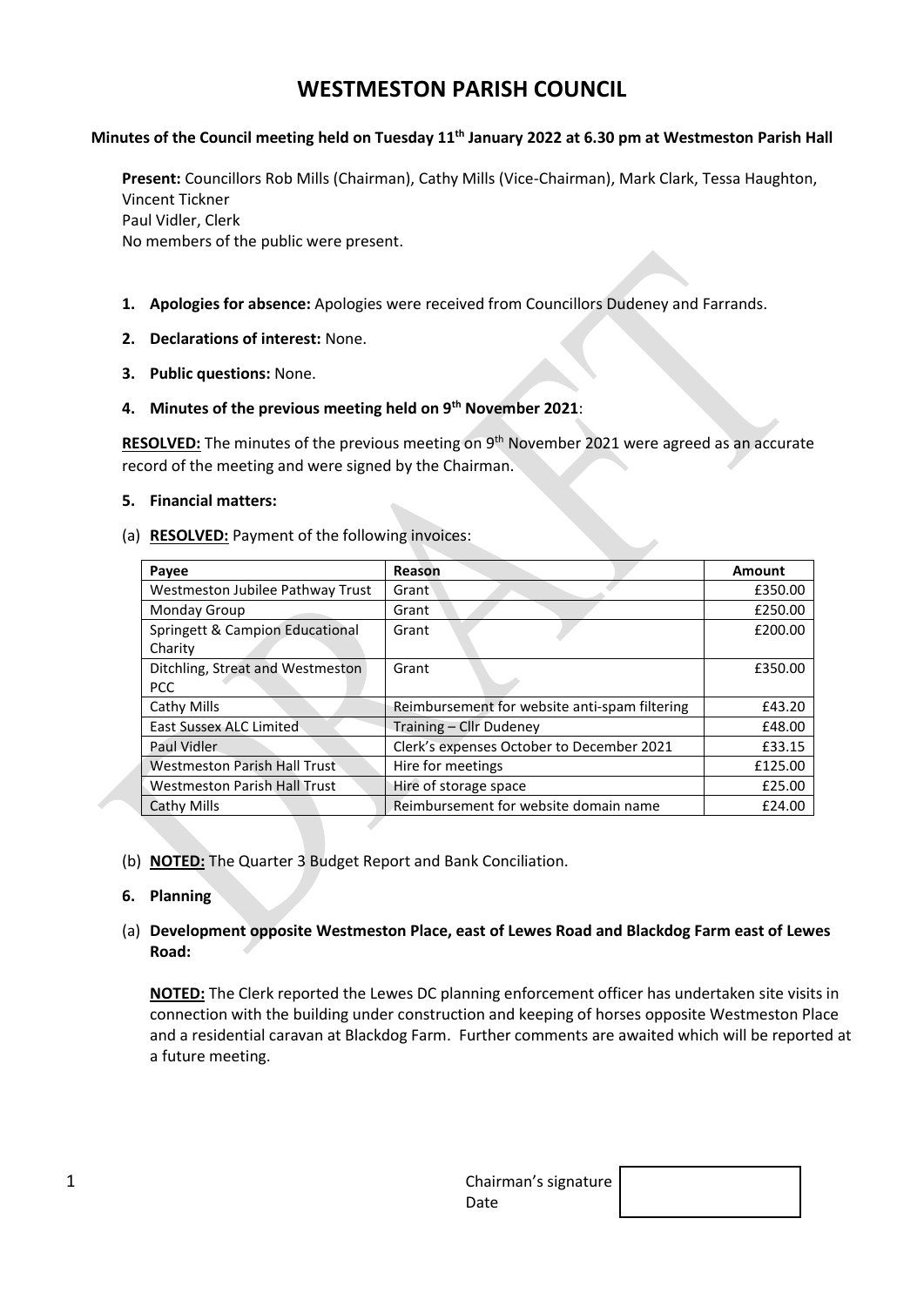# WESTMESTON PARISH COUNCIL

**Minutes of the Council meeting held on Tuesday 11th January 2022 at 6.30 pm at Westmeston Parish Hall**

**Present:** Councillors Rob Mills (Chairman), Cathy Mills (Vice-Chairman), Mark Clark, Tessa Haughton, Vincent Tickner
Paul Vidler, Clerk
No members of the public were present.

1. **Apologies for absence:** Apologies were received from Councillors Dudeney and Farrands.
2. **Declarations of interest:** None.
3. **Public questions:** None.
4. **Minutes of the previous meeting held on 9th November 2021**:

**RESOLVED:** The minutes of the previous meeting on 9th November 2021 were agreed as an accurate record of the meeting and were signed by the Chairman.

5. **Financial matters:**

(a) **RESOLVED:** Payment of the following invoices:

| Payee | Reason | Amount |
|---|---|---|
| Westmeston Jubilee Pathway Trust | Grant | £350.00 |
| Monday Group | Grant | £250.00 |
| Springett & Campion Educational Charity | Grant | £200.00 |
| Ditchling, Streat and Westmeston PCC | Grant | £350.00 |
| Cathy Mills | Reimbursement for website anti-spam filtering | £43.20 |
| East Sussex ALC Limited | Training – Cllr Dudeney | £48.00 |
| Paul Vidler | Clerk's expenses October to December 2021 | £33.15 |
| Westmeston Parish Hall Trust | Hire for meetings | £125.00 |
| Westmeston Parish Hall Trust | Hire of storage space | £25.00 |
| Cathy Mills | Reimbursement for website domain name | £24.00 |

(b) **NOTED:** The Quarter 3 Budget Report and Bank Conciliation.

6. **Planning**

(a) **Development opposite Westmeston Place, east of Lewes Road and Blackdog Farm east of Lewes Road:**

**NOTED:** The Clerk reported the Lewes DC planning enforcement officer has undertaken site visits in connection with the building under construction and keeping of horses opposite Westmeston Place and a residential caravan at Blackdog Farm. Further comments are awaited which will be reported at a future meeting.

Chairman's signature
Date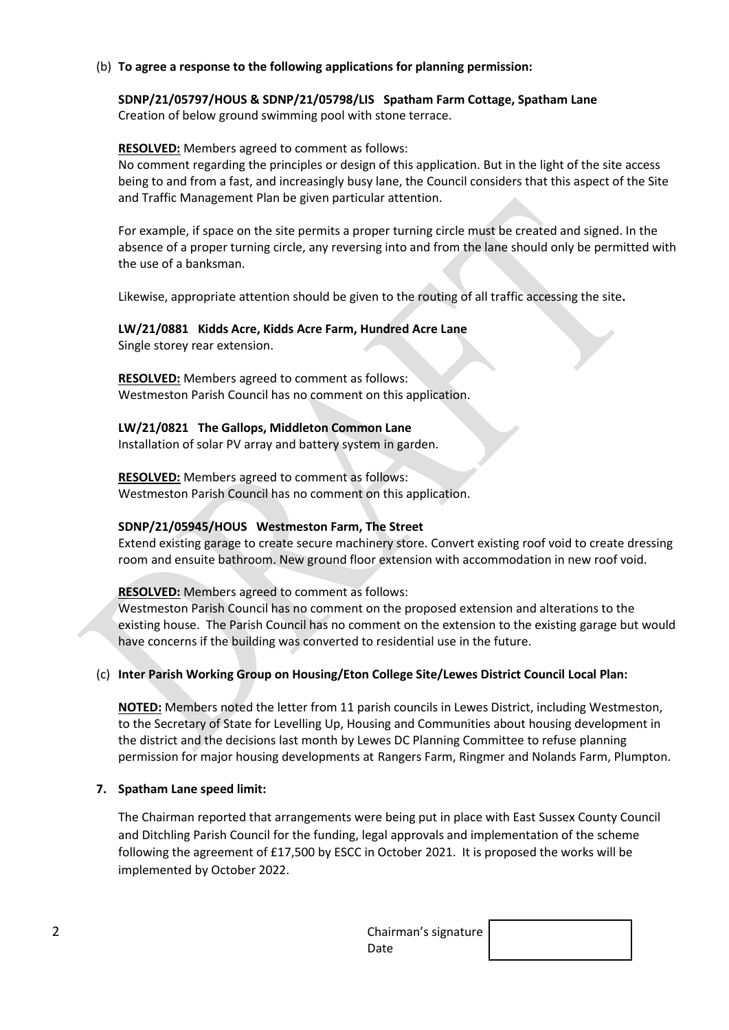(b) **To agree a response to the following applications for planning permission:**

**SDNP/21/05797/HOUS & SDNP/21/05798/LIS Spatham Farm Cottage, Spatham Lane**
Creation of below ground swimming pool with stone terrace.

**RESOLVED:** Members agreed to comment as follows:
No comment regarding the principles or design of this application. But in the light of the site access being to and from a fast, and increasingly busy lane, the Council considers that this aspect of the Site and Traffic Management Plan be given particular attention.

For example, if space on the site permits a proper turning circle must be created and signed. In the absence of a proper turning circle, any reversing into and from the lane should only be permitted with the use of a banksman.

Likewise, appropriate attention should be given to the routing of all traffic accessing the site.

**LW/21/0881 Kidds Acre, Kidds Acre Farm, Hundred Acre Lane**
Single storey rear extension.

**RESOLVED:** Members agreed to comment as follows:
Westmeston Parish Council has no comment on this application.

**LW/21/0821 The Gallops, Middleton Common Lane**
Installation of solar PV array and battery system in garden.

**RESOLVED:** Members agreed to comment as follows:
Westmeston Parish Council has no comment on this application.

**SDNP/21/05945/HOUS Westmeston Farm, The Street**
Extend existing garage to create secure machinery store. Convert existing roof void to create dressing room and ensuite bathroom. New ground floor extension with accommodation in new roof void.

**RESOLVED:** Members agreed to comment as follows:
Westmeston Parish Council has no comment on the proposed extension and alterations to the existing house. The Parish Council has no comment on the extension to the existing garage but would have concerns if the building was converted to residential use in the future.

(c) **Inter Parish Working Group on Housing/Eton College Site/Lewes District Council Local Plan:**

**NOTED:** Members noted the letter from 11 parish councils in Lewes District, including Westmeston, to the Secretary of State for Levelling Up, Housing and Communities about housing development in the district and the decisions last month by Lewes DC Planning Committee to refuse planning permission for major housing developments at Rangers Farm, Ringmer and Nolands Farm, Plumpton.

**7. Spatham Lane speed limit:**

The Chairman reported that arrangements were being put in place with East Sussex County Council and Ditchling Parish Council for the funding, legal approvals and implementation of the scheme following the agreement of £17,500 by ESCC in October 2021. It is proposed the works will be implemented by October 2022.

Chairman's signature
Date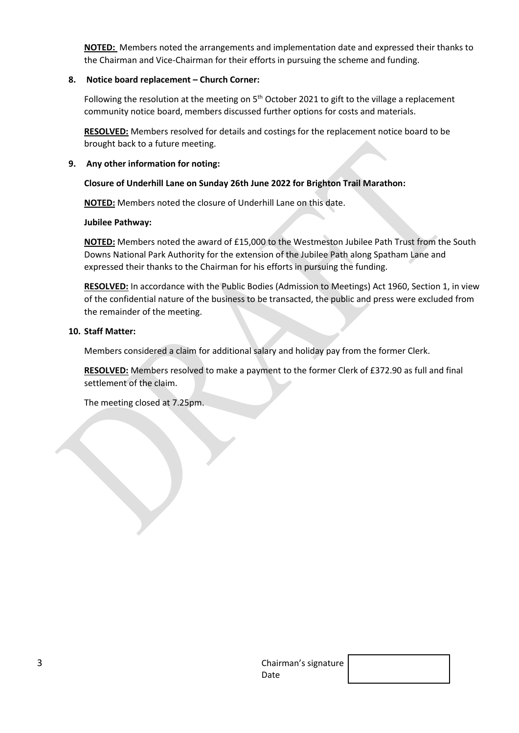**NOTED:** Members noted the arrangements and implementation date and expressed their thanks to the Chairman and Vice-Chairman for their efforts in pursuing the scheme and funding.

**8. Notice board replacement – Church Corner:**

Following the resolution at the meeting on 5th October 2021 to gift to the village a replacement community notice board, members discussed further options for costs and materials.

**RESOLVED:** Members resolved for details and costings for the replacement notice board to be brought back to a future meeting.

**9. Any other information for noting:**

**Closure of Underhill Lane on Sunday 26th June 2022 for Brighton Trail Marathon:**

**NOTED:** Members noted the closure of Underhill Lane on this date.

**Jubilee Pathway:**

**NOTED:** Members noted the award of £15,000 to the Westmeston Jubilee Path Trust from the South Downs National Park Authority for the extension of the Jubilee Path along Spatham Lane and expressed their thanks to the Chairman for his efforts in pursuing the funding.

**RESOLVED:** In accordance with the Public Bodies (Admission to Meetings) Act 1960, Section 1, in view of the confidential nature of the business to be transacted, the public and press were excluded from the remainder of the meeting.

**10. Staff Matter:**

Members considered a claim for additional salary and holiday pay from the former Clerk.

**RESOLVED:** Members resolved to make a payment to the former Clerk of £372.90 as full and final settlement of the claim.

The meeting closed at 7.25pm.

Chairman's signature
Date